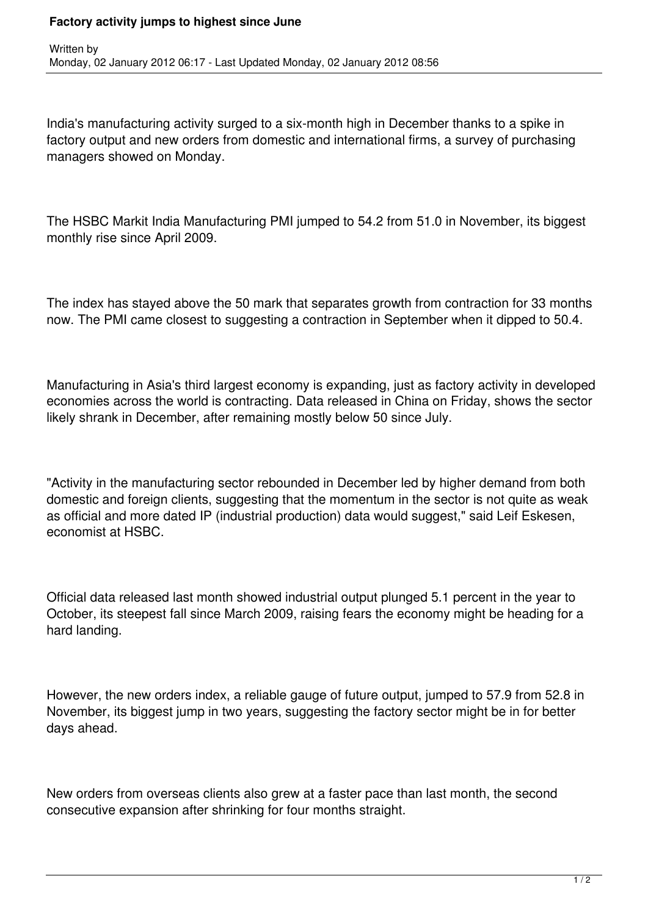# Factory activity jumps to highest since June

Written by
Monday, 02 January 2012 06:17 - Last Updated Monday, 02 January 2012 08:56

India's manufacturing activity surged to a six-month high in December thanks to a spike in factory output and new orders from domestic and international firms, a survey of purchasing managers showed on Monday.

The HSBC Markit India Manufacturing PMI jumped to 54.2 from 51.0 in November, its biggest monthly rise since April 2009.

The index has stayed above the 50 mark that separates growth from contraction for 33 months now. The PMI came closest to suggesting a contraction in September when it dipped to 50.4.

Manufacturing in Asia's third largest economy is expanding, just as factory activity in developed economies across the world is contracting. Data released in China on Friday, shows the sector likely shrank in December, after remaining mostly below 50 since July.

"Activity in the manufacturing sector rebounded in December led by higher demand from both domestic and foreign clients, suggesting that the momentum in the sector is not quite as weak as official and more dated IP (industrial production) data would suggest," said Leif Eskesen, economist at HSBC.

Official data released last month showed industrial output plunged 5.1 percent in the year to October, its steepest fall since March 2009, raising fears the economy might be heading for a hard landing.

However, the new orders index, a reliable gauge of future output, jumped to 57.9 from 52.8 in November, its biggest jump in two years, suggesting the factory sector might be in for better days ahead.

New orders from overseas clients also grew at a faster pace than last month, the second consecutive expansion after shrinking for four months straight.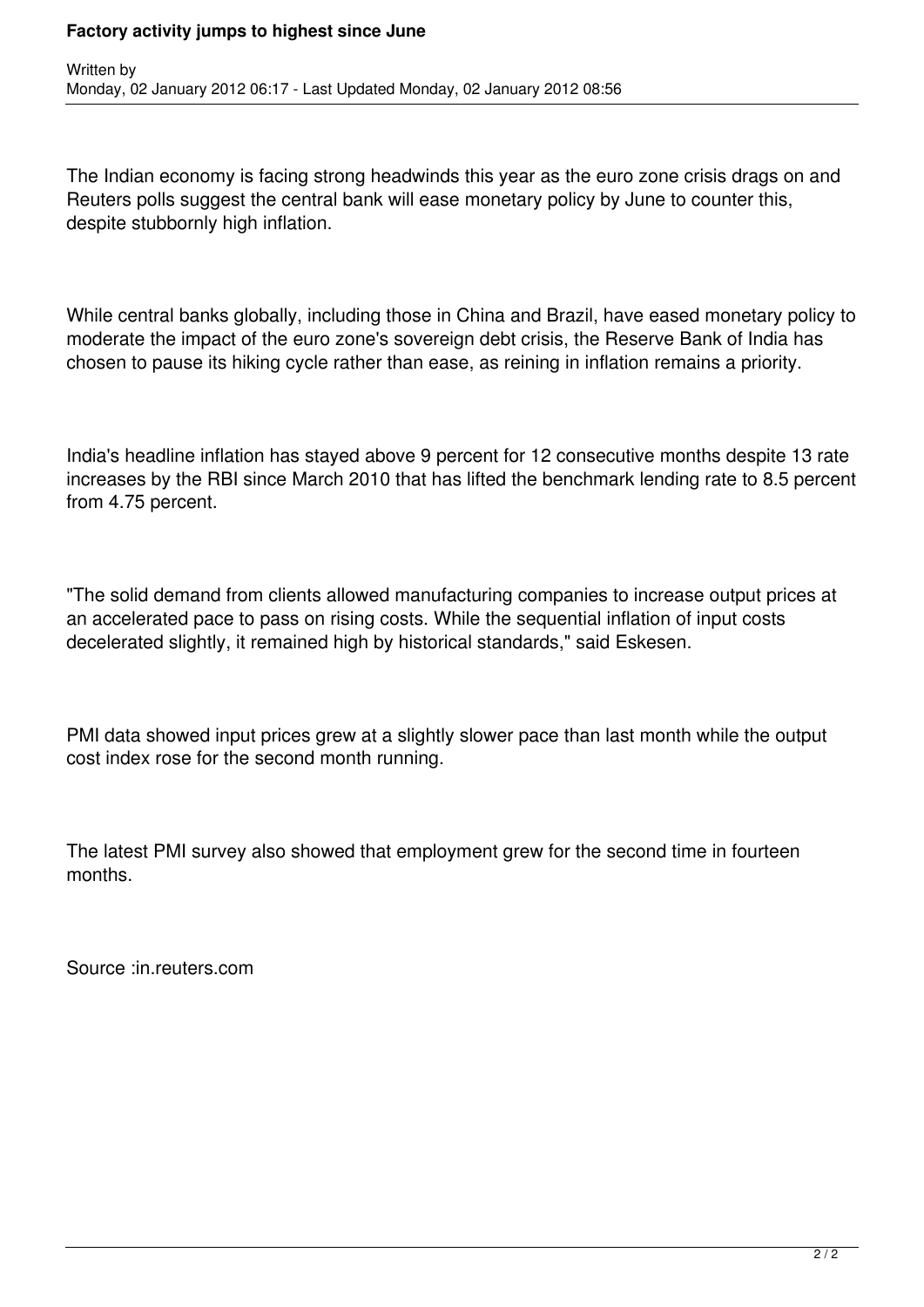The Indian economy is facing strong headwinds this year as the euro zone crisis drags on and Reuters polls suggest the central bank will ease monetary policy by June to counter this, despite stubbornly high inflation.

While central banks globally, including those in China and Brazil, have eased monetary policy to moderate the impact of the euro zone's sovereign debt crisis, the Reserve Bank of India has chosen to pause its hiking cycle rather than ease, as reining in inflation remains a priority.

India's headline inflation has stayed above 9 percent for 12 consecutive months despite 13 rate increases by the RBI since March 2010 that has lifted the benchmark lending rate to 8.5 percent from 4.75 percent.

"The solid demand from clients allowed manufacturing companies to increase output prices at an accelerated pace to pass on rising costs. While the sequential inflation of input costs decelerated slightly, it remained high by historical standards," said Eskesen.

PMI data showed input prices grew at a slightly slower pace than last month while the output cost index rose for the second month running.

The latest PMI survey also showed that employment grew for the second time in fourteen months.

Source :in.reuters.com